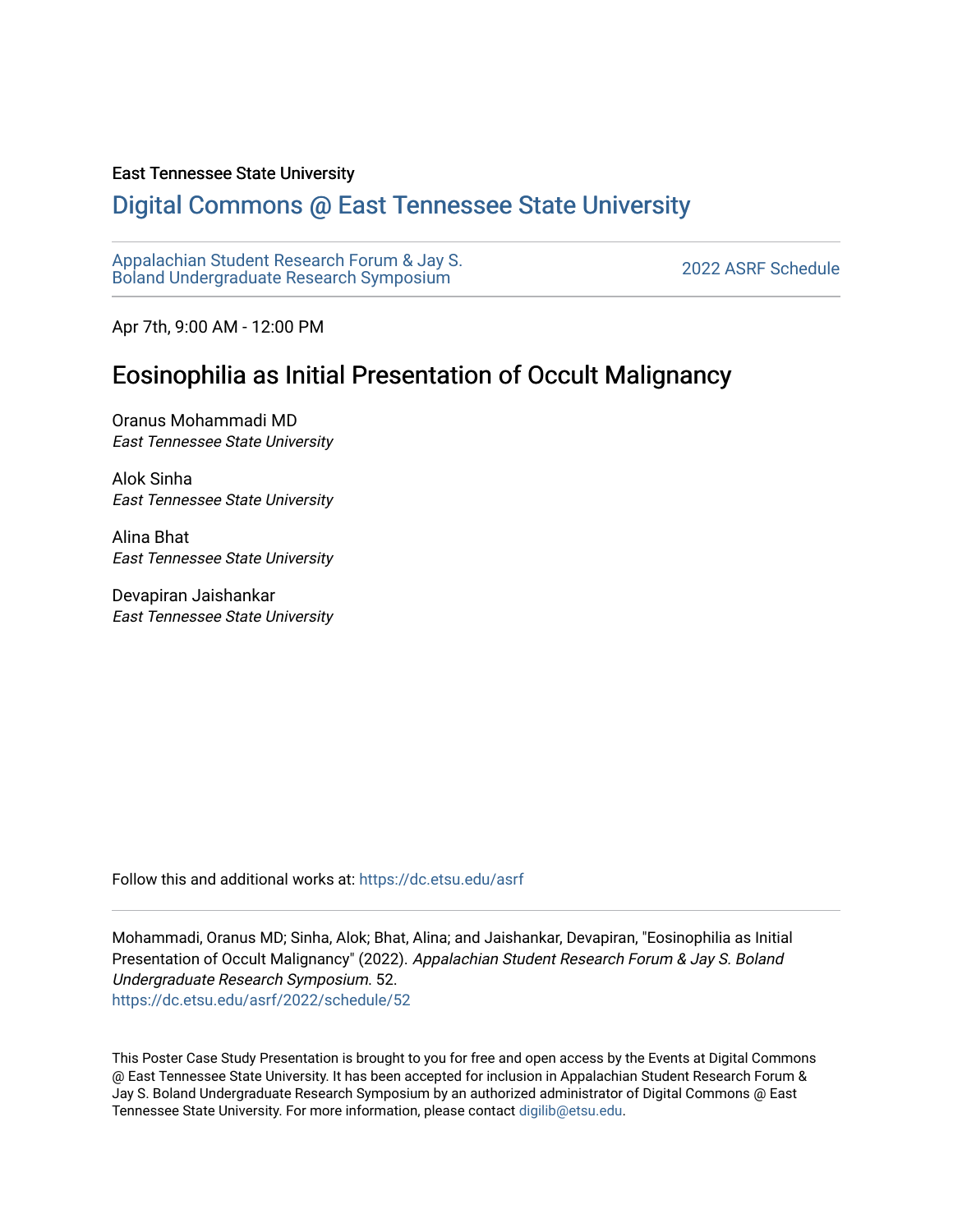East Tennessee State University

# Digital Commons @ East Tennessee State University

Appalachian Student Research Forum & Jay S. Boland Undergraduate Research Symposium

2022 ASRF Schedule

Apr 7th, 9:00 AM - 12:00 PM

## Eosinophilia as Initial Presentation of Occult Malignancy

Oranus Mohammadi MD
*East Tennessee State University*

Alok Sinha
*East Tennessee State University*

Alina Bhat
*East Tennessee State University*

Devapiran Jaishankar
*East Tennessee State University*

Follow this and additional works at: https://dc.etsu.edu/asrf

Mohammadi, Oranus MD; Sinha, Alok; Bhat, Alina; and Jaishankar, Devapiran, "Eosinophilia as Initial Presentation of Occult Malignancy" (2022). *Appalachian Student Research Forum & Jay S. Boland Undergraduate Research Symposium*. 52.
https://dc.etsu.edu/asrf/2022/schedule/52

This Poster Case Study Presentation is brought to you for free and open access by the Events at Digital Commons @ East Tennessee State University. It has been accepted for inclusion in Appalachian Student Research Forum & Jay S. Boland Undergraduate Research Symposium by an authorized administrator of Digital Commons @ East Tennessee State University. For more information, please contact digilib@etsu.edu.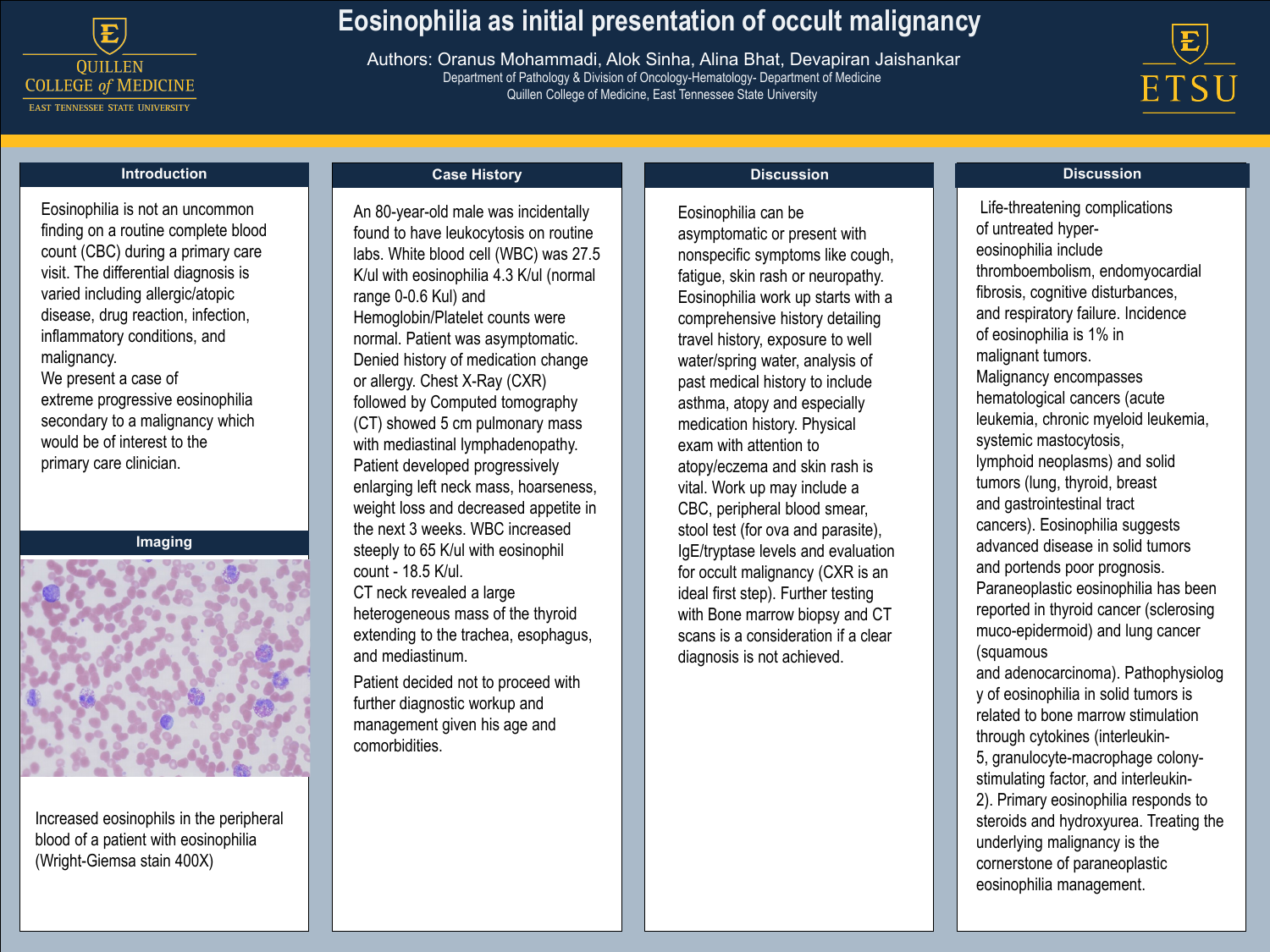# Eosinophilia as initial presentation of occult malignancy

Authors: Oranus Mohammadi, Alok Sinha, Alina Bhat, Devapiran Jaishankar

Department of Pathology & Division of Oncology-Hematology- Department of Medicine

Quillen College of Medicine, East Tennessee State University

## Introduction

Eosinophilia is not an uncommon finding on a routine complete blood count (CBC) during a primary care visit. The differential diagnosis is varied including allergic/atopic disease, drug reaction, infection, inflammatory conditions, and malignancy.

We present a case of extreme progressive eosinophilia secondary to a malignancy which would be of interest to the primary care clinician.

## Imaging

Increased eosinophils in the peripheral blood of a patient with eosinophilia (Wright-Giemsa stain 400X)

## Case History

An 80-year-old male was incidentally found to have leukocytosis on routine labs. White blood cell (WBC) was 27.5 K/ul with eosinophilia 4.3 K/ul (normal range 0-0.6 Kul) and Hemoglobin/Platelet counts were normal. Patient was asymptomatic. Denied history of medication change or allergy. Chest X-Ray (CXR) followed by Computed tomography (CT) showed 5 cm pulmonary mass with mediastinal lymphadenopathy. Patient developed progressively enlarging left neck mass, hoarseness, weight loss and decreased appetite in the next 3 weeks. WBC increased steeply to 65 K/ul with eosinophil count - 18.5 K/ul.

CT neck revealed a large heterogeneous mass of the thyroid extending to the trachea, esophagus, and mediastinum.

Patient decided not to proceed with further diagnostic workup and management given his age and comorbidities.

## Discussion

Eosinophilia can be asymptomatic or present with nonspecific symptoms like cough, fatigue, skin rash or neuropathy. Eosinophilia work up starts with a comprehensive history detailing travel history, exposure to well water/spring water, analysis of past medical history to include asthma, atopy and especially medication history. Physical exam with attention to atopy/eczema and skin rash is vital. Work up may include a CBC, peripheral blood smear, stool test (for ova and parasite), IgE/tryptase levels and evaluation for occult malignancy (CXR is an ideal first step). Further testing with Bone marrow biopsy and CT scans is a consideration if a clear diagnosis is not achieved.

## Discussion

Life-threatening complications of untreated hyper-eosinophilia include thromboembolism, endomyocardial fibrosis, cognitive disturbances, and respiratory failure. Incidence of eosinophilia is 1% in malignant tumors.

Malignancy encompasses hematological cancers (acute leukemia, chronic myeloid leukemia, systemic mastocytosis, lymphoid neoplasms) and solid tumors (lung, thyroid, breast and gastrointestinal tract cancers). Eosinophilia suggests advanced disease in solid tumors and portends poor prognosis. Paraneoplastic eosinophilia has been reported in thyroid cancer (sclerosing muco-epidermoid) and lung cancer (squamous and adenocarcinoma). Pathophysiology of eosinophilia in solid tumors is related to bone marrow stimulation through cytokines (interleukin-5, granulocyte-macrophage colony-stimulating factor, and interleukin-2). Primary eosinophilia responds to steroids and hydroxyurea. Treating the underlying malignancy is the cornerstone of paraneoplastic eosinophilia management.